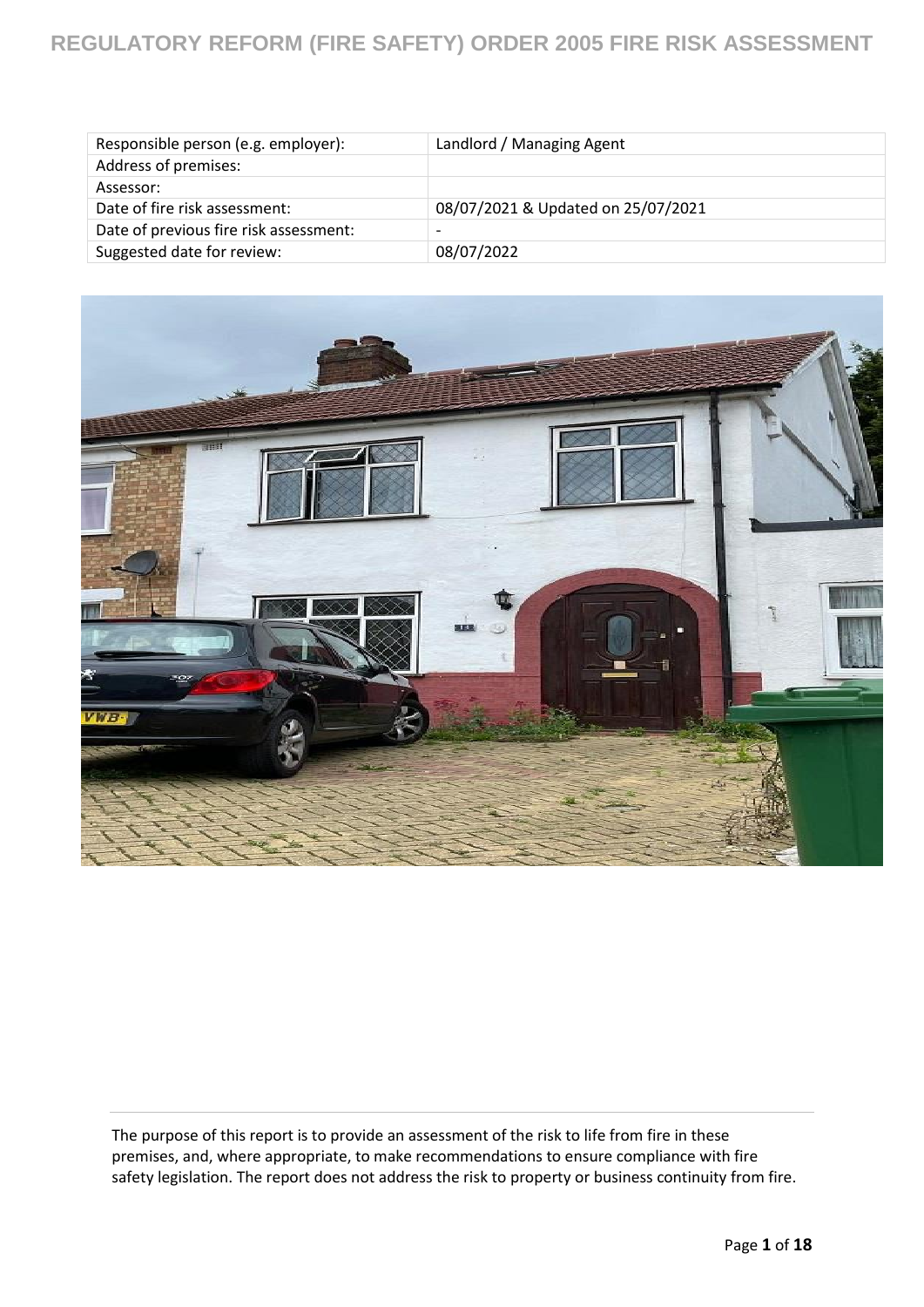# REGULATORY REFORM (FIRE SAFETY) ORDER 2005 FIRE RISK ASSESSMENT

| Responsible person (e.g. employer): | Landlord / Managing Agent |
|---|---|
| Address of premises: | |
| Assessor: | |
| Date of fire risk assessment: | 08/07/2021 & Updated on 25/07/2021 |
| Date of previous fire risk assessment: | - |
| Suggested date for review: | 08/07/2022 |

The purpose of this report is to provide an assessment of the risk to life from fire in these premises, and, where appropriate, to make recommendations to ensure compliance with fire safety legislation. The report does not address the risk to property or business continuity from fire.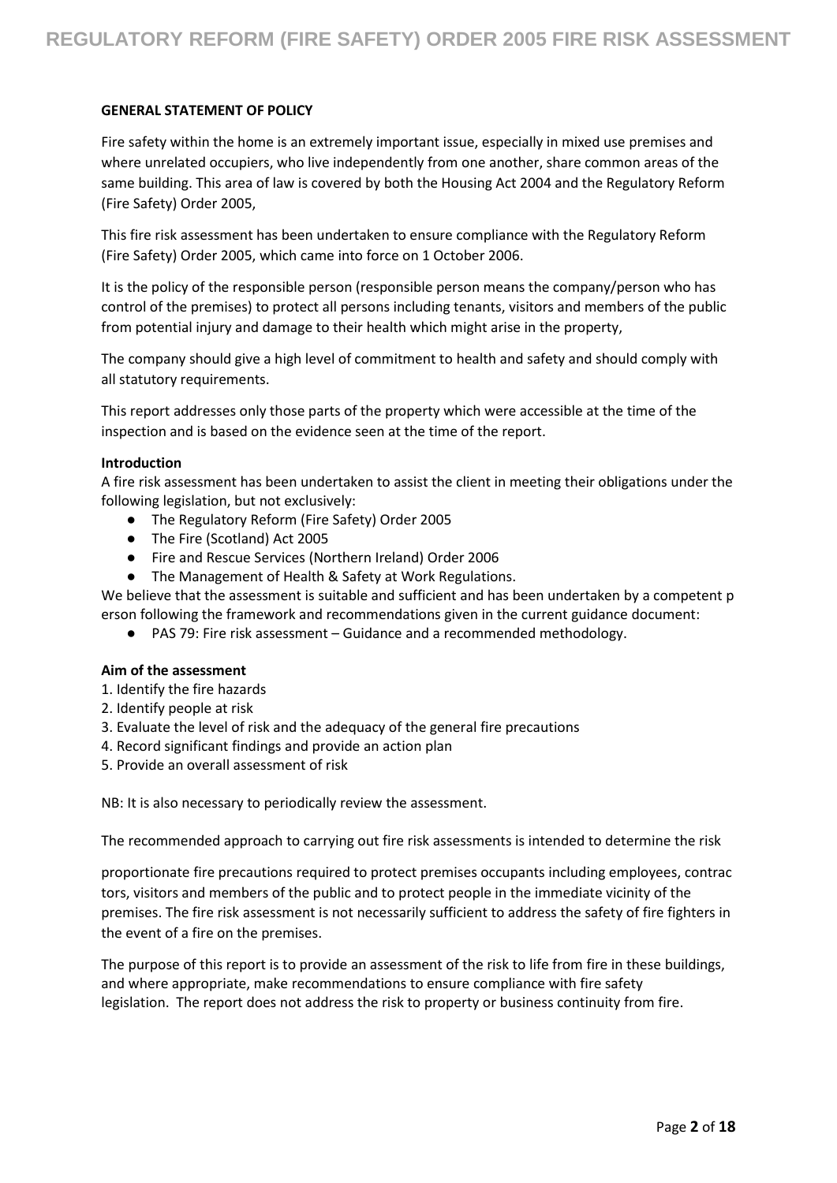**GENERAL STATEMENT OF POLICY**

Fire safety within the home is an extremely important issue, especially in mixed use premises and where unrelated occupiers, who live independently from one another, share common areas of the same building. This area of law is covered by both the Housing Act 2004 and the Regulatory Reform (Fire Safety) Order 2005,

This fire risk assessment has been undertaken to ensure compliance with the Regulatory Reform (Fire Safety) Order 2005, which came into force on 1 October 2006.

It is the policy of the responsible person (responsible person means the company/person who has control of the premises) to protect all persons including tenants, visitors and members of the public from potential injury and damage to their health which might arise in the property,

The company should give a high level of commitment to health and safety and should comply with all statutory requirements.

This report addresses only those parts of the property which were accessible at the time of the inspection and is based on the evidence seen at the time of the report.

**Introduction**

A fire risk assessment has been undertaken to assist the client in meeting their obligations under the following legislation, but not exclusively:

- The Regulatory Reform (Fire Safety) Order 2005
- The Fire (Scotland) Act 2005
- Fire and Rescue Services (Northern Ireland) Order 2006
- The Management of Health & Safety at Work Regulations.

We believe that the assessment is suitable and sufficient and has been undertaken by a competent person following the framework and recommendations given in the current guidance document:

- PAS 79: Fire risk assessment – Guidance and a recommended methodology.

**Aim of the assessment**

1. Identify the fire hazards
2. Identify people at risk
3. Evaluate the level of risk and the adequacy of the general fire precautions
4. Record significant findings and provide an action plan
5. Provide an overall assessment of risk

NB: It is also necessary to periodically review the assessment.

The recommended approach to carrying out fire risk assessments is intended to determine the risk proportionate fire precautions required to protect premises occupants including employees, contractors, visitors and members of the public and to protect people in the immediate vicinity of the premises. The fire risk assessment is not necessarily sufficient to address the safety of fire fighters in the event of a fire on the premises.

The purpose of this report is to provide an assessment of the risk to life from fire in these buildings, and where appropriate, make recommendations to ensure compliance with fire safety legislation. The report does not address the risk to property or business continuity from fire.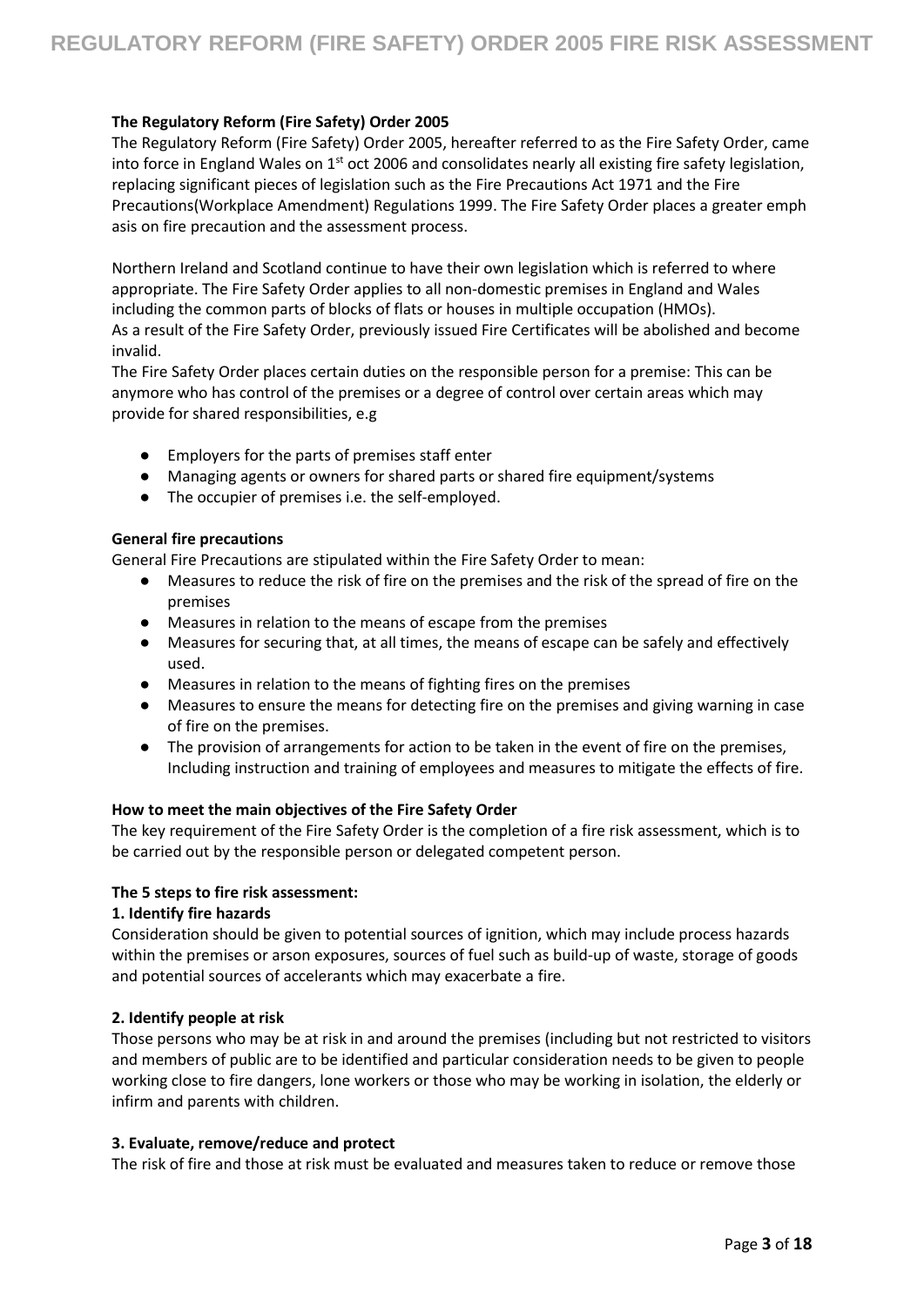**The Regulatory Reform (Fire Safety) Order 2005**

The Regulatory Reform (Fire Safety) Order 2005, hereafter referred to as the Fire Safety Order, came into force in England Wales on 1st oct 2006 and consolidates nearly all existing fire safety legislation, replacing significant pieces of legislation such as the Fire Precautions Act 1971 and the Fire Precautions(Workplace Amendment) Regulations 1999. The Fire Safety Order places a greater emph asis on fire precaution and the assessment process.

Northern Ireland and Scotland continue to have their own legislation which is referred to where appropriate. The Fire Safety Order applies to all non-domestic premises in England and Wales including the common parts of blocks of flats or houses in multiple occupation (HMOs).
As a result of the Fire Safety Order, previously issued Fire Certificates will be abolished and become invalid.
The Fire Safety Order places certain duties on the responsible person for a premise: This can be anymore who has control of the premises or a degree of control over certain areas which may provide for shared responsibilities, e.g

- Employers for the parts of premises staff enter
- Managing agents or owners for shared parts or shared fire equipment/systems
- The occupier of premises i.e. the self-employed.

**General fire precautions**

General Fire Precautions are stipulated within the Fire Safety Order to mean:

- Measures to reduce the risk of fire on the premises and the risk of the spread of fire on the premises
- Measures in relation to the means of escape from the premises
- Measures for securing that, at all times, the means of escape can be safely and effectively used.
- Measures in relation to the means of fighting fires on the premises
- Measures to ensure the means for detecting fire on the premises and giving warning in case of fire on the premises.
- The provision of arrangements for action to be taken in the event of fire on the premises, Including instruction and training of employees and measures to mitigate the effects of fire.

**How to meet the main objectives of the Fire Safety Order**

The key requirement of the Fire Safety Order is the completion of a fire risk assessment, which is to be carried out by the responsible person or delegated competent person.

**The 5 steps to fire risk assessment:**

**1. Identify fire hazards**

Consideration should be given to potential sources of ignition, which may include process hazards within the premises or arson exposures, sources of fuel such as build-up of waste, storage of goods and potential sources of accelerants which may exacerbate a fire.

**2. Identify people at risk**

Those persons who may be at risk in and around the premises (including but not restricted to visitors and members of public are to be identified and particular consideration needs to be given to people working close to fire dangers, lone workers or those who may be working in isolation, the elderly or infirm and parents with children.

**3. Evaluate, remove/reduce and protect**

The risk of fire and those at risk must be evaluated and measures taken to reduce or remove those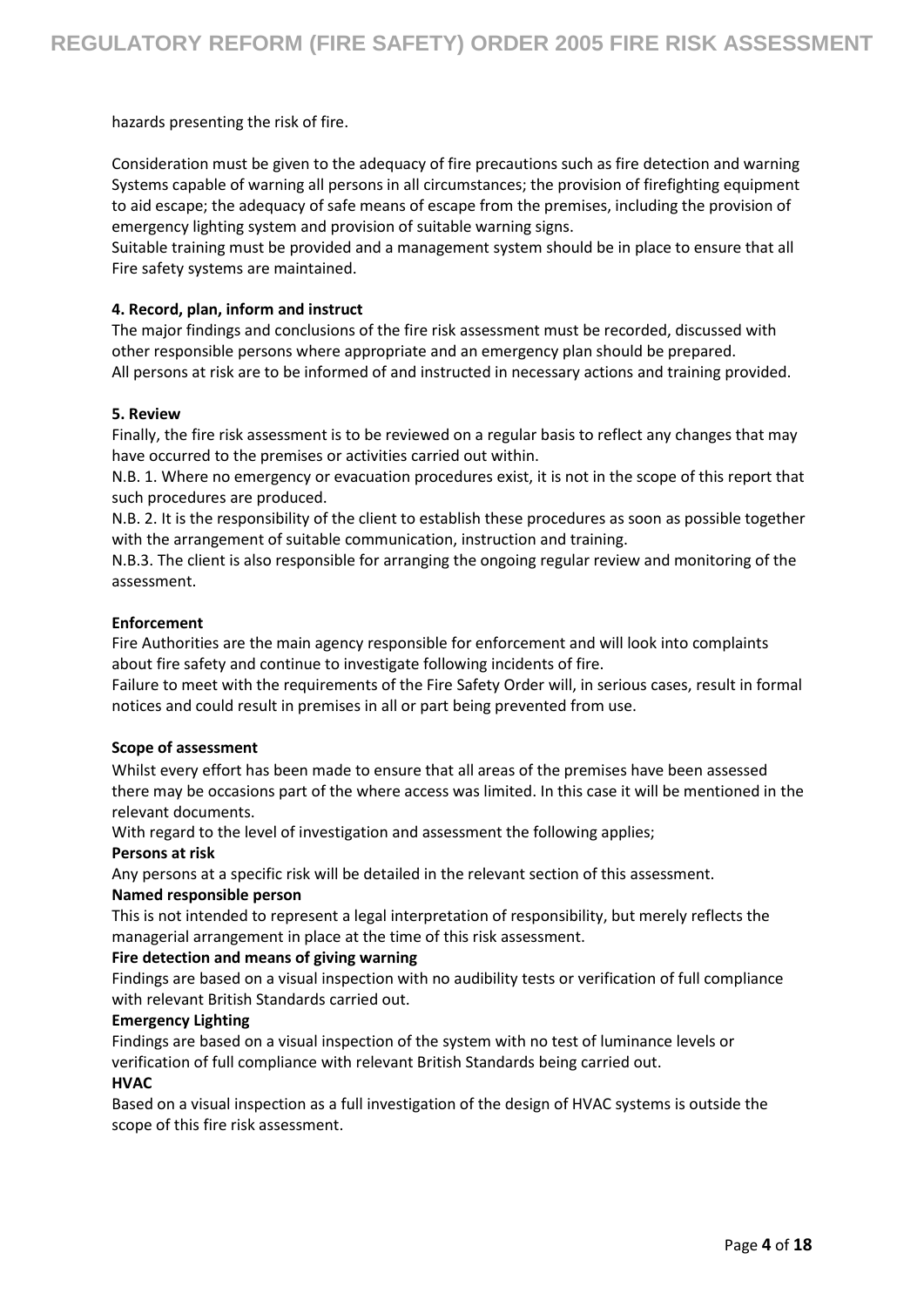hazards presenting the risk of fire.

Consideration must be given to the adequacy of fire precautions such as fire detection and warning Systems capable of warning all persons in all circumstances; the provision of firefighting equipment to aid escape; the adequacy of safe means of escape from the premises, including the provision of emergency lighting system and provision of suitable warning signs.
Suitable training must be provided and a management system should be in place to ensure that all Fire safety systems are maintained.

**4. Record, plan, inform and instruct**

The major findings and conclusions of the fire risk assessment must be recorded, discussed with other responsible persons where appropriate and an emergency plan should be prepared.
All persons at risk are to be informed of and instructed in necessary actions and training provided.

**5. Review**

Finally, the fire risk assessment is to be reviewed on a regular basis to reflect any changes that may have occurred to the premises or activities carried out within.
N.B. 1. Where no emergency or evacuation procedures exist, it is not in the scope of this report that such procedures are produced.
N.B. 2. It is the responsibility of the client to establish these procedures as soon as possible together with the arrangement of suitable communication, instruction and training.
N.B.3. The client is also responsible for arranging the ongoing regular review and monitoring of the assessment.

**Enforcement**

Fire Authorities are the main agency responsible for enforcement and will look into complaints about fire safety and continue to investigate following incidents of fire.
Failure to meet with the requirements of the Fire Safety Order will, in serious cases, result in formal notices and could result in premises in all or part being prevented from use.

**Scope of assessment**

Whilst every effort has been made to ensure that all areas of the premises have been assessed there may be occasions part of the where access was limited. In this case it will be mentioned in the relevant documents.
With regard to the level of investigation and assessment the following applies;

**Persons at risk**

Any persons at a specific risk will be detailed in the relevant section of this assessment.

**Named responsible person**

This is not intended to represent a legal interpretation of responsibility, but merely reflects the managerial arrangement in place at the time of this risk assessment.

**Fire detection and means of giving warning**

Findings are based on a visual inspection with no audibility tests or verification of full compliance with relevant British Standards carried out.

**Emergency Lighting**

Findings are based on a visual inspection of the system with no test of luminance levels or verification of full compliance with relevant British Standards being carried out.

**HVAC**

Based on a visual inspection as a full investigation of the design of HVAC systems is outside the scope of this fire risk assessment.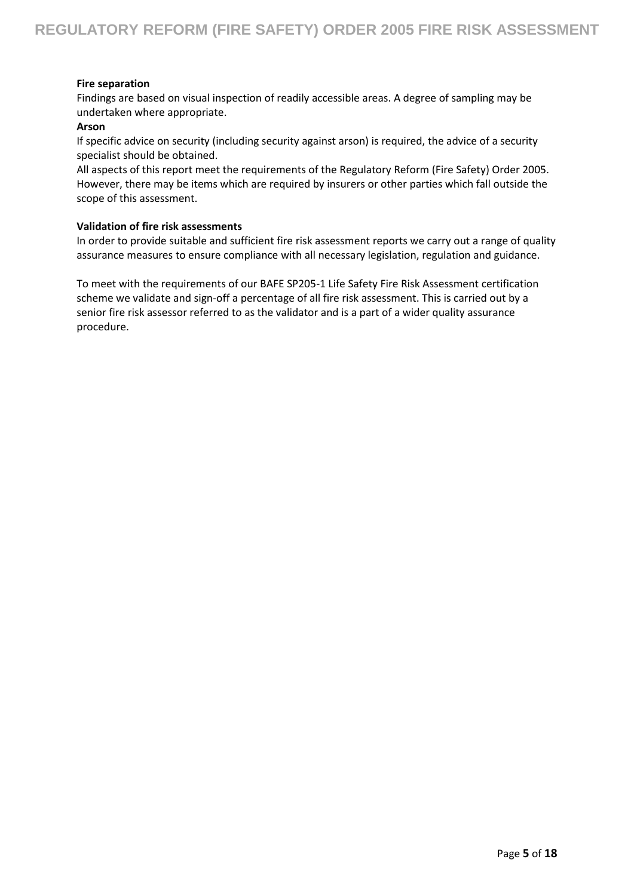**Fire separation**

Findings are based on visual inspection of readily accessible areas. A degree of sampling may be undertaken where appropriate.

**Arson**

If specific advice on security (including security against arson) is required, the advice of a security specialist should be obtained.

All aspects of this report meet the requirements of the Regulatory Reform (Fire Safety) Order 2005. However, there may be items which are required by insurers or other parties which fall outside the scope of this assessment.

**Validation of fire risk assessments**

In order to provide suitable and sufficient fire risk assessment reports we carry out a range of quality assurance measures to ensure compliance with all necessary legislation, regulation and guidance.

To meet with the requirements of our BAFE SP205-1 Life Safety Fire Risk Assessment certification scheme we validate and sign-off a percentage of all fire risk assessment. This is carried out by a senior fire risk assessor referred to as the validator and is a part of a wider quality assurance procedure.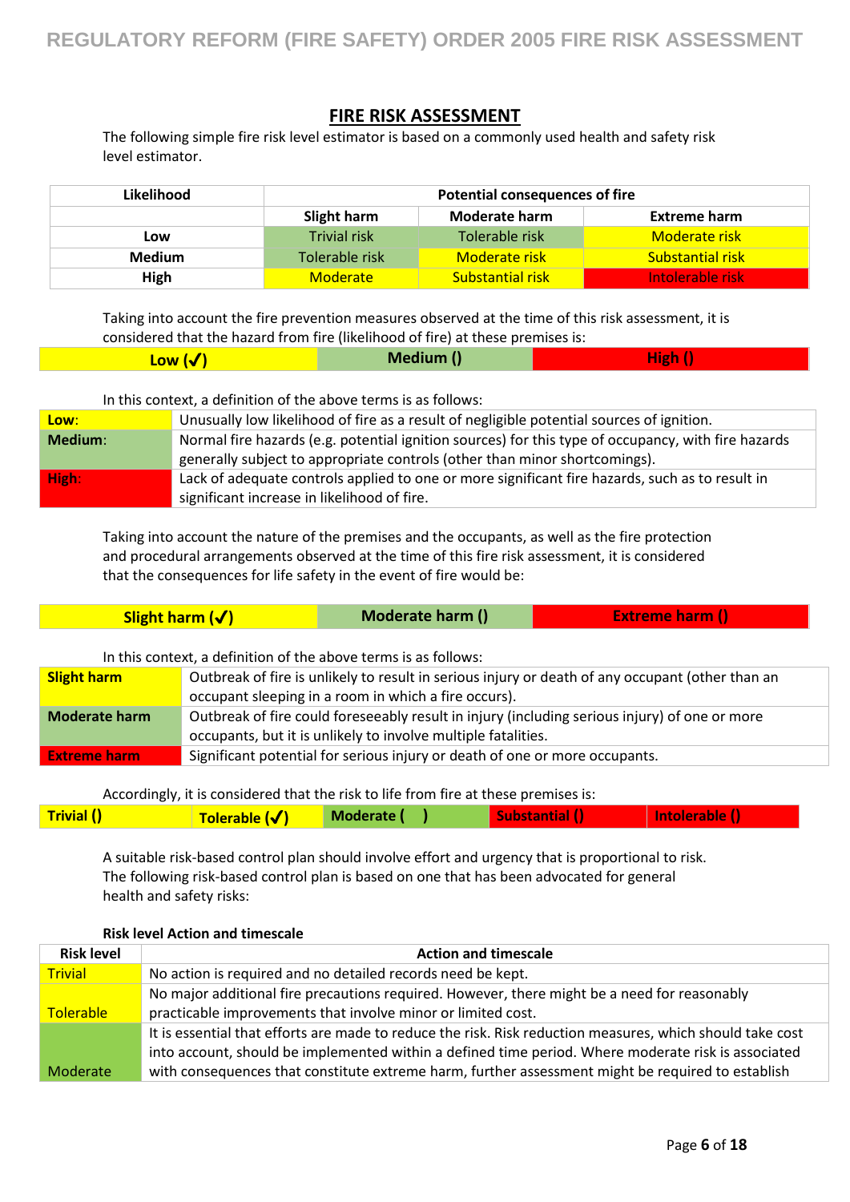## FIRE RISK ASSESSMENT

The following simple fire risk level estimator is based on a commonly used health and safety risk level estimator.

| Likelihood | Potential consequences of fire | | |
|---|---|---|---|
| | Slight harm | Moderate harm | Extreme harm |
| Low | Trivial risk | Tolerable risk | Moderate risk |
| Medium | Tolerable risk | Moderate risk | Substantial risk |
| High | Moderate | Substantial risk | Intolerable risk |

Taking into account the fire prevention measures observed at the time of this risk assessment, it is considered that the hazard from fire (likelihood of fire) at these premises is:

| | | |
|---|---|---|
| **Low (✓)** | **Medium ()** | **High ()** |

In this context, a definition of the above terms is as follows:

| | |
|---|---|
| **Low**: | Unusually low likelihood of fire as a result of negligible potential sources of ignition. |
| **Medium**: | Normal fire hazards (e.g. potential ignition sources) for this type of occupancy, with fire hazards generally subject to appropriate controls (other than minor shortcomings). |
| **High**: | Lack of adequate controls applied to one or more significant fire hazards, such as to result in significant increase in likelihood of fire. |

Taking into account the nature of the premises and the occupants, as well as the fire protection and procedural arrangements observed at the time of this fire risk assessment, it is considered that the consequences for life safety in the event of fire would be:

| | | |
|---|---|---|
| **Slight harm (✓)** | **Moderate harm ()** | **Extreme harm ()** |

In this context, a definition of the above terms is as follows:

| | |
|---|---|
| **Slight harm** | Outbreak of fire is unlikely to result in serious injury or death of any occupant (other than an occupant sleeping in a room in which a fire occurs). |
| **Moderate harm** | Outbreak of fire could foreseeably result in injury (including serious injury) of one or more occupants, but it is unlikely to involve multiple fatalities. |
| **Extreme harm** | Significant potential for serious injury or death of one or more occupants. |

Accordingly, it is considered that the risk to life from fire at these premises is:

| | | | | |
|---|---|---|---|---|
| **Trivial ()** | **Tolerable (✓)** | **Moderate ( )** | **Substantial ()** | **Intolerable ()** |

A suitable risk-based control plan should involve effort and urgency that is proportional to risk. The following risk-based control plan is based on one that has been advocated for general health and safety risks:

**Risk level Action and timescale**

| Risk level | Action and timescale |
|---|---|
| Trivial | No action is required and no detailed records need be kept. |
| Tolerable | No major additional fire precautions required. However, there might be a need for reasonably practicable improvements that involve minor or limited cost. |
| Moderate | It is essential that efforts are made to reduce the risk. Risk reduction measures, which should take cost into account, should be implemented within a defined time period. Where moderate risk is associated with consequences that constitute extreme harm, further assessment might be required to establish |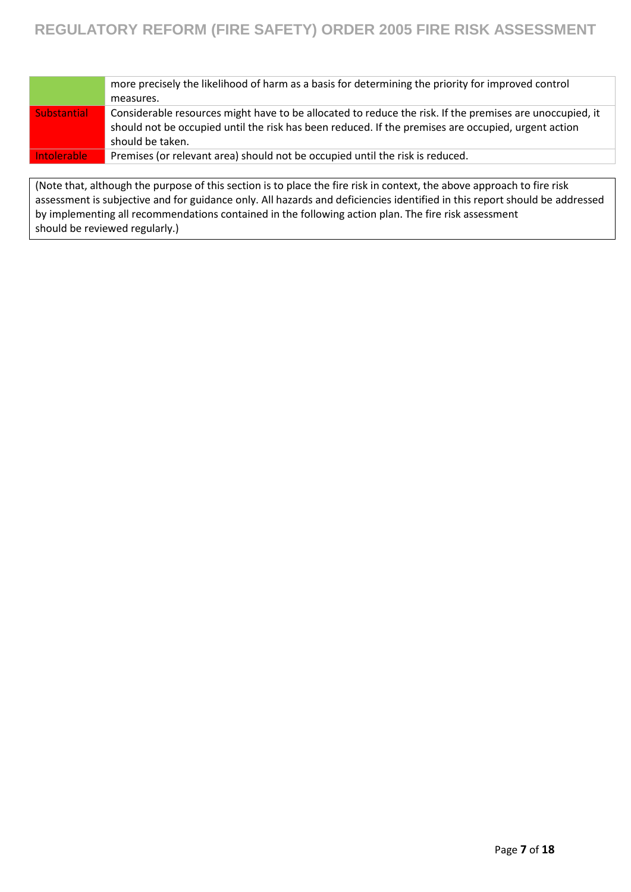| | |
|---|---|
| | more precisely the likelihood of harm as a basis for determining the priority for improved control measures. |
| Substantial | Considerable resources might have to be allocated to reduce the risk. If the premises are unoccupied, it should not be occupied until the risk has been reduced. If the premises are occupied, urgent action should be taken. |
| Intolerable | Premises (or relevant area) should not be occupied until the risk is reduced. |

(Note that, although the purpose of this section is to place the fire risk in context, the above approach to fire risk assessment is subjective and for guidance only. All hazards and deficiencies identified in this report should be addressed by implementing all recommendations contained in the following action plan. The fire risk assessment should be reviewed regularly.)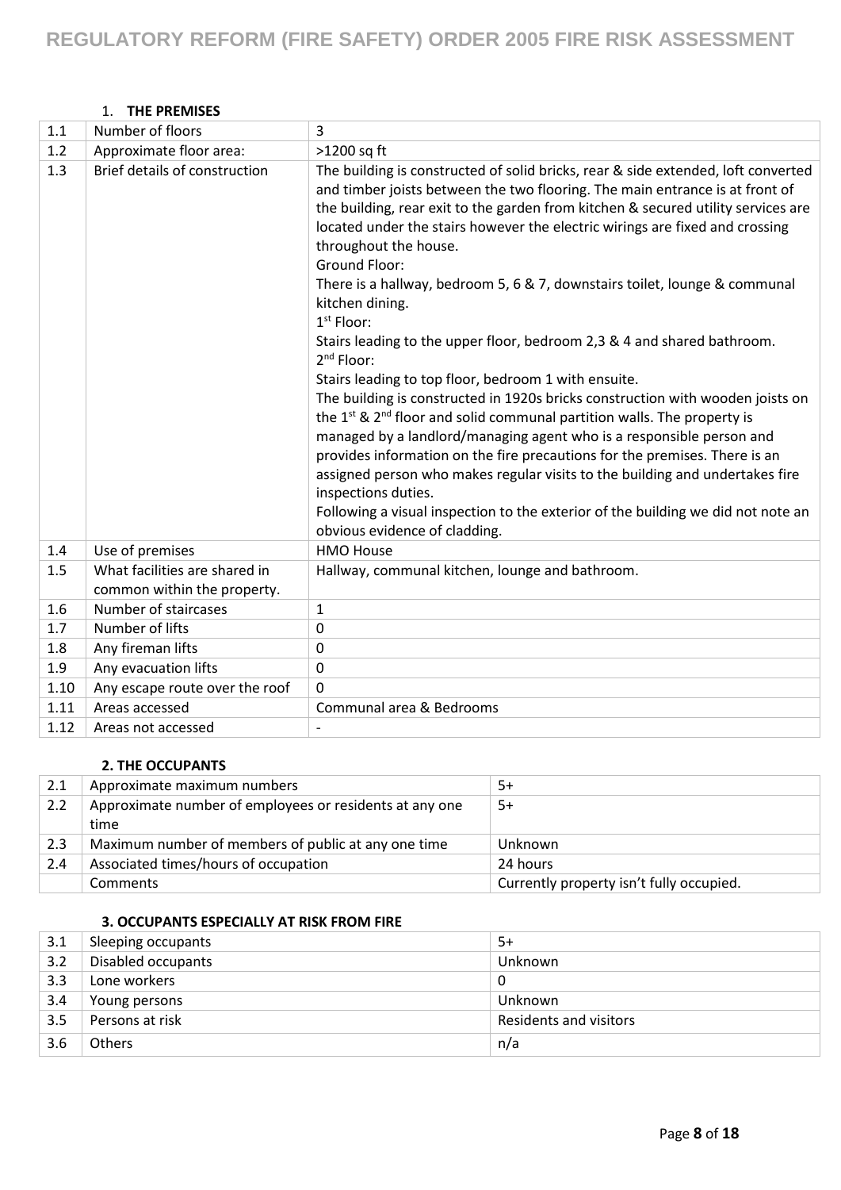# REGULATORY REFORM (FIRE SAFETY) ORDER 2005 FIRE RISK ASSESSMENT

## 1. THE PREMISES

| | | |
|---|---|---|
| 1.1 | Number of floors | 3 |
| 1.2 | Approximate floor area: | >1200 sq ft |
| 1.3 | Brief details of construction | The building is constructed of solid bricks, rear & side extended, loft converted and timber joists between the two flooring. The main entrance is at front of the building, rear exit to the garden from kitchen & secured utility services are located under the stairs however the electric wirings are fixed and crossing throughout the house.<br>Ground Floor:<br>There is a hallway, bedroom 5, 6 & 7, downstairs toilet, lounge & communal kitchen dining.<br>1st Floor:<br>Stairs leading to the upper floor, bedroom 2,3 & 4 and shared bathroom.<br>2nd Floor:<br>Stairs leading to top floor, bedroom 1 with ensuite.<br>The building is constructed in 1920s bricks construction with wooden joists on the 1st & 2nd floor and solid communal partition walls. The property is managed by a landlord/managing agent who is a responsible person and provides information on the fire precautions for the premises. There is an assigned person who makes regular visits to the building and undertakes fire inspections duties.<br>Following a visual inspection to the exterior of the building we did not note an obvious evidence of cladding. |
| 1.4 | Use of premises | HMO House |
| 1.5 | What facilities are shared in common within the property. | Hallway, communal kitchen, lounge and bathroom. |
| 1.6 | Number of staircases | 1 |
| 1.7 | Number of lifts | 0 |
| 1.8 | Any fireman lifts | 0 |
| 1.9 | Any evacuation lifts | 0 |
| 1.10 | Any escape route over the roof | 0 |
| 1.11 | Areas accessed | Communal area & Bedrooms |
| 1.12 | Areas not accessed | - |

## 2. THE OCCUPANTS

| | | |
|---|---|---|
| 2.1 | Approximate maximum numbers | 5+ |
| 2.2 | Approximate number of employees or residents at any one time | 5+ |
| 2.3 | Maximum number of members of public at any one time | Unknown |
| 2.4 | Associated times/hours of occupation | 24 hours |
| | Comments | Currently property isn't fully occupied. |

## 3. OCCUPANTS ESPECIALLY AT RISK FROM FIRE

| | | |
|---|---|---|
| 3.1 | Sleeping occupants | 5+ |
| 3.2 | Disabled occupants | Unknown |
| 3.3 | Lone workers | 0 |
| 3.4 | Young persons | Unknown |
| 3.5 | Persons at risk | Residents and visitors |
| 3.6 | Others | n/a |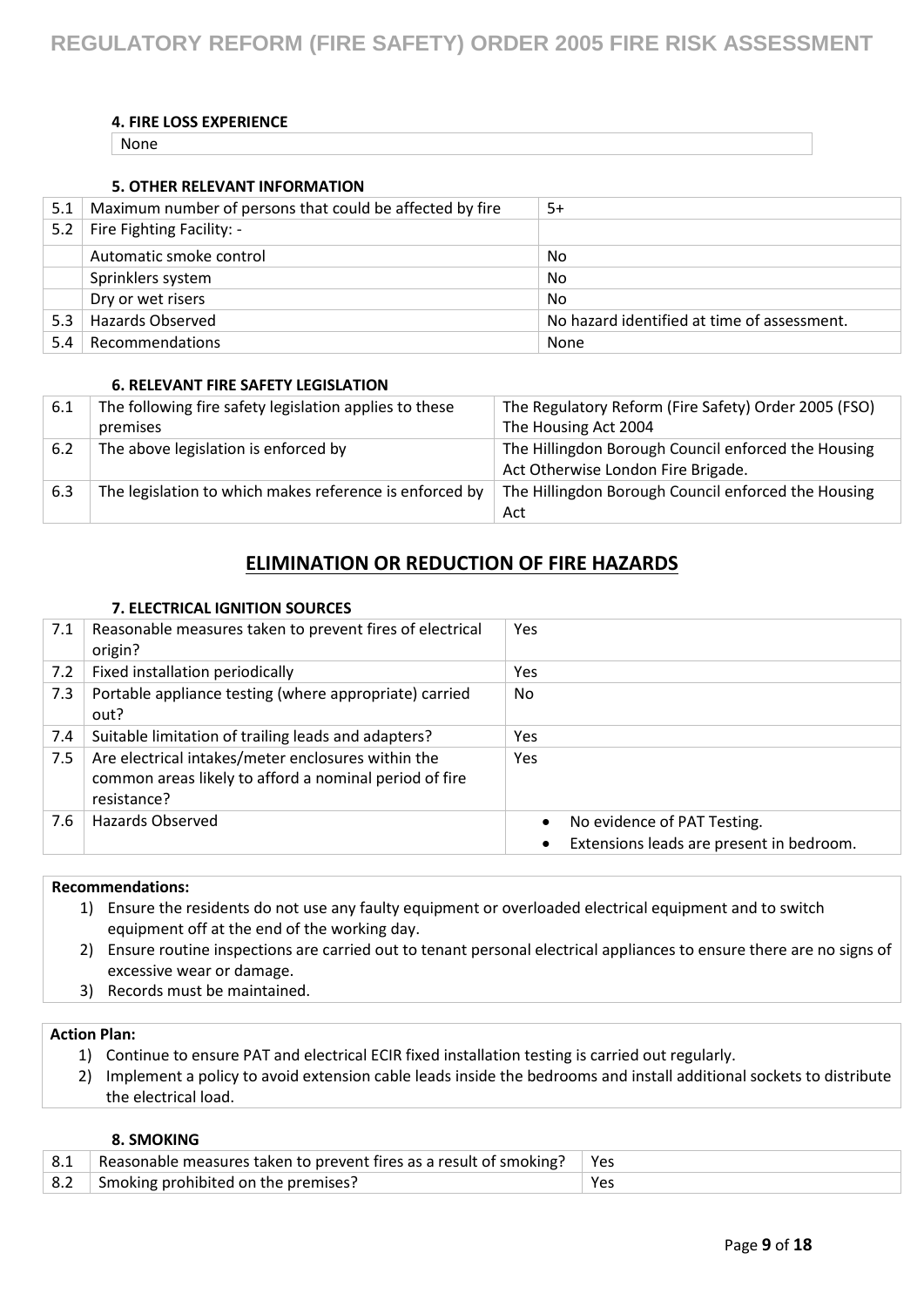#### 4. FIRE LOSS EXPERIENCE

None

#### 5. OTHER RELEVANT INFORMATION

| | | |
|---|---|---|
| 5.1 | Maximum number of persons that could be affected by fire | 5+ |
| 5.2 | Fire Fighting Facility: - | |
| | Automatic smoke control | No |
| | Sprinklers system | No |
| | Dry or wet risers | No |
| 5.3 | Hazards Observed | No hazard identified at time of assessment. |
| 5.4 | Recommendations | None |

#### 6. RELEVANT FIRE SAFETY LEGISLATION

| | | |
|---|---|---|
| 6.1 | The following fire safety legislation applies to these premises | The Regulatory Reform (Fire Safety) Order 2005 (FSO)<br>The Housing Act 2004 |
| 6.2 | The above legislation is enforced by | The Hillingdon Borough Council enforced the Housing Act Otherwise London Fire Brigade. |
| 6.3 | The legislation to which makes reference is enforced by | The Hillingdon Borough Council enforced the Housing Act |

## ELIMINATION OR REDUCTION OF FIRE HAZARDS

#### 7. ELECTRICAL IGNITION SOURCES

| | | |
|---|---|---|
| 7.1 | Reasonable measures taken to prevent fires of electrical origin? | Yes |
| 7.2 | Fixed installation periodically | Yes |
| 7.3 | Portable appliance testing (where appropriate) carried out? | No |
| 7.4 | Suitable limitation of trailing leads and adapters? | Yes |
| 7.5 | Are electrical intakes/meter enclosures within the common areas likely to afford a nominal period of fire resistance? | Yes |
| 7.6 | Hazards Observed | • No evidence of PAT Testing.<br>• Extensions leads are present in bedroom. |

**Recommendations:**

1) Ensure the residents do not use any faulty equipment or overloaded electrical equipment and to switch equipment off at the end of the working day.
2) Ensure routine inspections are carried out to tenant personal electrical appliances to ensure there are no signs of excessive wear or damage.
3) Records must be maintained.

**Action Plan:**

1) Continue to ensure PAT and electrical ECIR fixed installation testing is carried out regularly.
2) Implement a policy to avoid extension cable leads inside the bedrooms and install additional sockets to distribute the electrical load.

#### 8. SMOKING

| | | |
|---|---|---|
| 8.1 | Reasonable measures taken to prevent fires as a result of smoking? | Yes |
| 8.2 | Smoking prohibited on the premises? | Yes |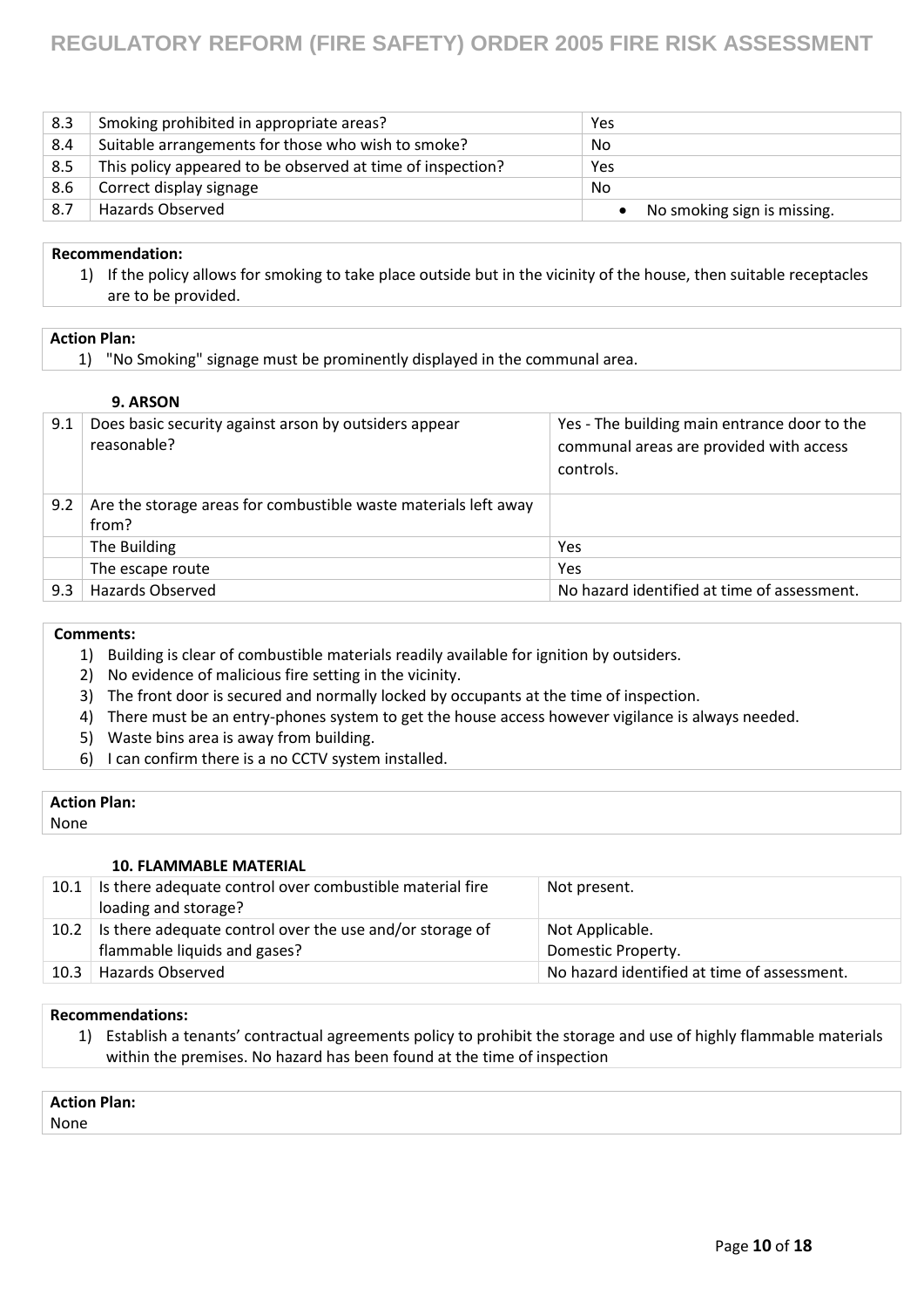| 8.3 | Smoking prohibited in appropriate areas? | Yes |
|---|---|---|
| 8.4 | Suitable arrangements for those who wish to smoke? | No |
| 8.5 | This policy appeared to be observed at time of inspection? | Yes |
| 8.6 | Correct display signage | No |
| 8.7 | Hazards Observed | • No smoking sign is missing. |

**Recommendation:**

1) If the policy allows for smoking to take place outside but in the vicinity of the house, then suitable receptacles are to be provided.

**Action Plan:**

1) "No Smoking" signage must be prominently displayed in the communal area.

### 9. ARSON

| 9.1 | Does basic security against arson by outsiders appear reasonable? | Yes - The building main entrance door to the communal areas are provided with access controls. |
|---|---|---|
| 9.2 | Are the storage areas for combustible waste materials left away from? | |
| | The Building | Yes |
| | The escape route | Yes |
| 9.3 | Hazards Observed | No hazard identified at time of assessment. |

**Comments:**

1) Building is clear of combustible materials readily available for ignition by outsiders.
2) No evidence of malicious fire setting in the vicinity.
3) The front door is secured and normally locked by occupants at the time of inspection.
4) There must be an entry-phones system to get the house access however vigilance is always needed.
5) Waste bins area is away from building.
6) I can confirm there is a no CCTV system installed.

**Action Plan:**
None

### 10. FLAMMABLE MATERIAL

| 10.1 | Is there adequate control over combustible material fire loading and storage? | Not present. |
|---|---|---|
| 10.2 | Is there adequate control over the use and/or storage of flammable liquids and gases? | Not Applicable. Domestic Property. |
| 10.3 | Hazards Observed | No hazard identified at time of assessment. |

**Recommendations:**

1) Establish a tenants' contractual agreements policy to prohibit the storage and use of highly flammable materials within the premises. No hazard has been found at the time of inspection

**Action Plan:**
None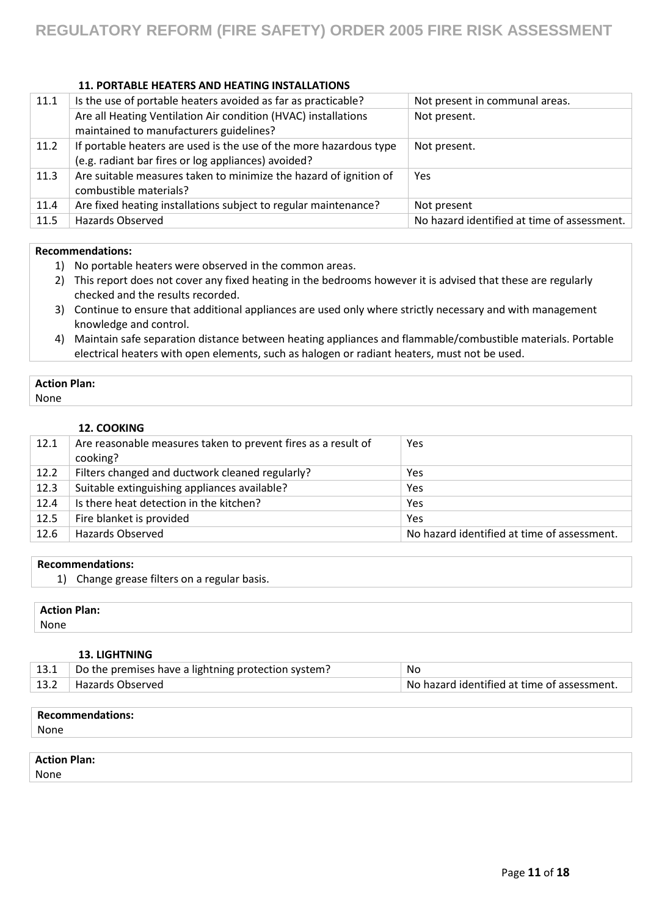### 11. PORTABLE HEATERS AND HEATING INSTALLATIONS

| | | |
|---|---|---|
| 11.1 | Is the use of portable heaters avoided as far as practicable? | Not present in communal areas. |
| | Are all Heating Ventilation Air condition (HVAC) installations maintained to manufacturers guidelines? | Not present. |
| 11.2 | If portable heaters are used is the use of the more hazardous type (e.g. radiant bar fires or log appliances) avoided? | Not present. |
| 11.3 | Are suitable measures taken to minimize the hazard of ignition of combustible materials? | Yes |
| 11.4 | Are fixed heating installations subject to regular maintenance? | Not present |
| 11.5 | Hazards Observed | No hazard identified at time of assessment. |

**Recommendations:**

1) No portable heaters were observed in the common areas.
2) This report does not cover any fixed heating in the bedrooms however it is advised that these are regularly checked and the results recorded.
3) Continue to ensure that additional appliances are used only where strictly necessary and with management knowledge and control.
4) Maintain safe separation distance between heating appliances and flammable/combustible materials. Portable electrical heaters with open elements, such as halogen or radiant heaters, must not be used.

**Action Plan:**
None

### 12. COOKING

| | | |
|---|---|---|
| 12.1 | Are reasonable measures taken to prevent fires as a result of cooking? | Yes |
| 12.2 | Filters changed and ductwork cleaned regularly? | Yes |
| 12.3 | Suitable extinguishing appliances available? | Yes |
| 12.4 | Is there heat detection in the kitchen? | Yes |
| 12.5 | Fire blanket is provided | Yes |
| 12.6 | Hazards Observed | No hazard identified at time of assessment. |

**Recommendations:**

1) Change grease filters on a regular basis.

**Action Plan:**
None

### 13. LIGHTNING

| | | |
|---|---|---|
| 13.1 | Do the premises have a lightning protection system? | No |
| 13.2 | Hazards Observed | No hazard identified at time of assessment. |

**Recommendations:**
None

**Action Plan:**
None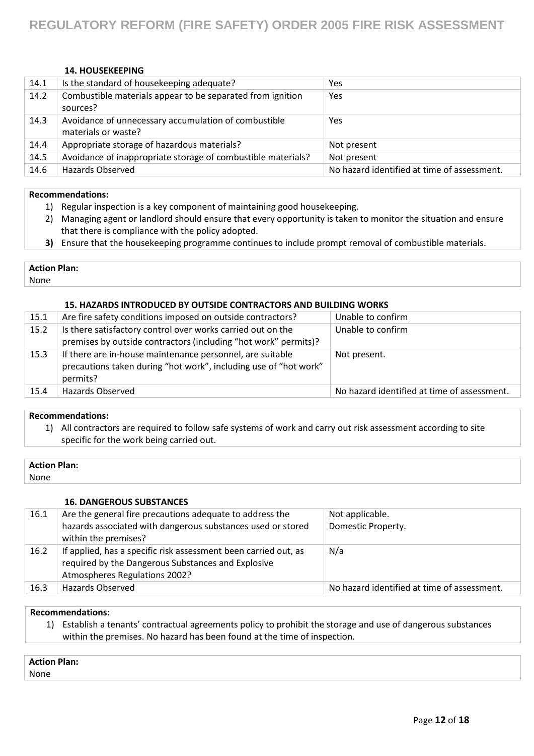### 14. HOUSEKEEPING

| | | |
|---|---|---|
| 14.1 | Is the standard of housekeeping adequate? | Yes |
| 14.2 | Combustible materials appear to be separated from ignition sources? | Yes |
| 14.3 | Avoidance of unnecessary accumulation of combustible materials or waste? | Yes |
| 14.4 | Appropriate storage of hazardous materials? | Not present |
| 14.5 | Avoidance of inappropriate storage of combustible materials? | Not present |
| 14.6 | Hazards Observed | No hazard identified at time of assessment. |

**Recommendations:**

1) Regular inspection is a key component of maintaining good housekeeping.
2) Managing agent or landlord should ensure that every opportunity is taken to monitor the situation and ensure that there is compliance with the policy adopted.
3) Ensure that the housekeeping programme continues to include prompt removal of combustible materials.

**Action Plan:**
None

### 15. HAZARDS INTRODUCED BY OUTSIDE CONTRACTORS AND BUILDING WORKS

| | | |
|---|---|---|
| 15.1 | Are fire safety conditions imposed on outside contractors? | Unable to confirm |
| 15.2 | Is there satisfactory control over works carried out on the premises by outside contractors (including "hot work" permits)? | Unable to confirm |
| 15.3 | If there are in-house maintenance personnel, are suitable precautions taken during "hot work", including use of "hot work" permits? | Not present. |
| 15.4 | Hazards Observed | No hazard identified at time of assessment. |

**Recommendations:**

1) All contractors are required to follow safe systems of work and carry out risk assessment according to site specific for the work being carried out.

**Action Plan:**
None

### 16. DANGEROUS SUBSTANCES

| | | |
|---|---|---|
| 16.1 | Are the general fire precautions adequate to address the hazards associated with dangerous substances used or stored within the premises? | Not applicable. Domestic Property. |
| 16.2 | If applied, has a specific risk assessment been carried out, as required by the Dangerous Substances and Explosive Atmospheres Regulations 2002? | N/a |
| 16.3 | Hazards Observed | No hazard identified at time of assessment. |

**Recommendations:**

1) Establish a tenants' contractual agreements policy to prohibit the storage and use of dangerous substances within the premises. No hazard has been found at the time of inspection.

**Action Plan:**
None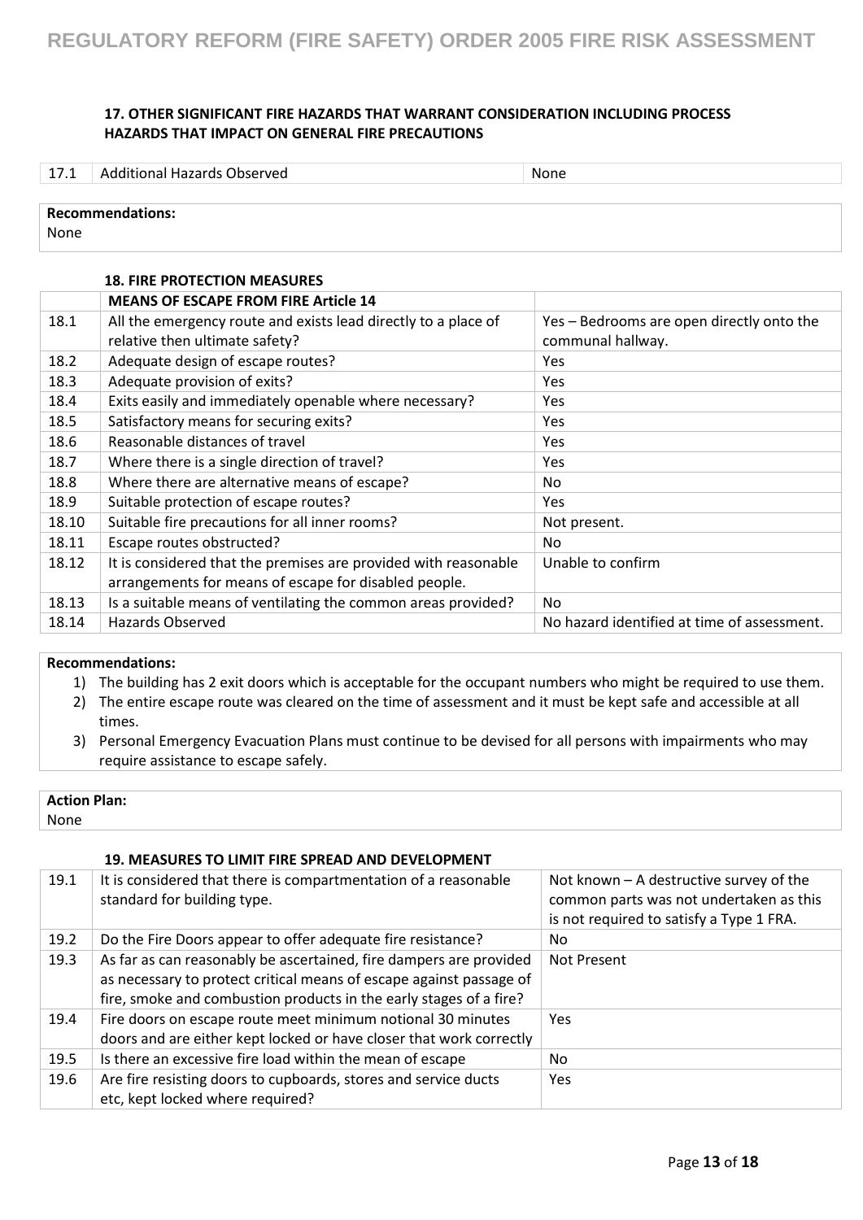### 17. OTHER SIGNIFICANT FIRE HAZARDS THAT WARRANT CONSIDERATION INCLUDING PROCESS HAZARDS THAT IMPACT ON GENERAL FIRE PRECAUTIONS

| 17.1 | Additional Hazards Observed | None |
|---|---|---|

**Recommendations:**
None

### 18. FIRE PROTECTION MEASURES

| | **MEANS OF ESCAPE FROM FIRE Article 14** | |
|---|---|---|
| 18.1 | All the emergency route and exists lead directly to a place of relative then ultimate safety? | Yes – Bedrooms are open directly onto the communal hallway. |
| 18.2 | Adequate design of escape routes? | Yes |
| 18.3 | Adequate provision of exits? | Yes |
| 18.4 | Exits easily and immediately openable where necessary? | Yes |
| 18.5 | Satisfactory means for securing exits? | Yes |
| 18.6 | Reasonable distances of travel | Yes |
| 18.7 | Where there is a single direction of travel? | Yes |
| 18.8 | Where there are alternative means of escape? | No |
| 18.9 | Suitable protection of escape routes? | Yes |
| 18.10 | Suitable fire precautions for all inner rooms? | Not present. |
| 18.11 | Escape routes obstructed? | No |
| 18.12 | It is considered that the premises are provided with reasonable arrangements for means of escape for disabled people. | Unable to confirm |
| 18.13 | Is a suitable means of ventilating the common areas provided? | No |
| 18.14 | Hazards Observed | No hazard identified at time of assessment. |

**Recommendations:**

1) The building has 2 exit doors which is acceptable for the occupant numbers who might be required to use them.
2) The entire escape route was cleared on the time of assessment and it must be kept safe and accessible at all times.
3) Personal Emergency Evacuation Plans must continue to be devised for all persons with impairments who may require assistance to escape safely.

**Action Plan:**
None

### 19. MEASURES TO LIMIT FIRE SPREAD AND DEVELOPMENT

| 19.1 | It is considered that there is compartmentation of a reasonable standard for building type. | Not known – A destructive survey of the common parts was not undertaken as this is not required to satisfy a Type 1 FRA. |
|---|---|---|
| 19.2 | Do the Fire Doors appear to offer adequate fire resistance? | No |
| 19.3 | As far as can reasonably be ascertained, fire dampers are provided as necessary to protect critical means of escape against passage of fire, smoke and combustion products in the early stages of a fire? | Not Present |
| 19.4 | Fire doors on escape route meet minimum notional 30 minutes doors and are either kept locked or have closer that work correctly | Yes |
| 19.5 | Is there an excessive fire load within the mean of escape | No |
| 19.6 | Are fire resisting doors to cupboards, stores and service ducts etc, kept locked where required? | Yes |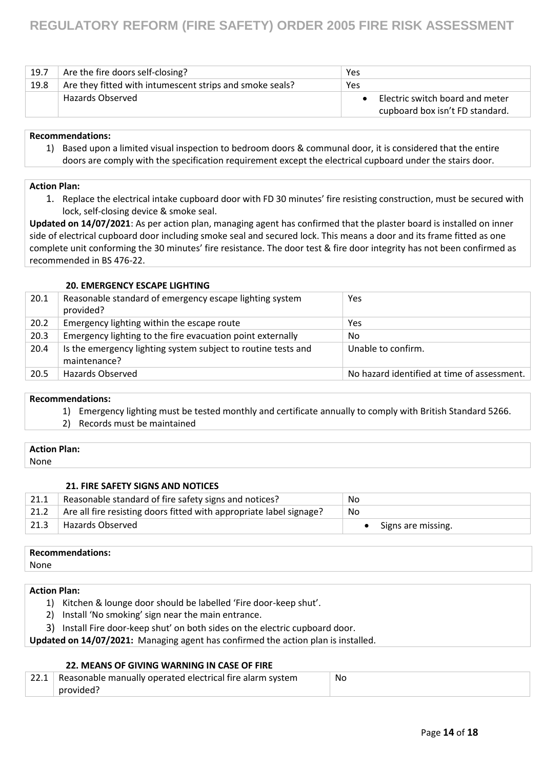| 19.7 | Are the fire doors self-closing? | Yes |
|---|---|---|
| 19.8 | Are they fitted with intumescent strips and smoke seals? | Yes |
| | Hazards Observed | • Electric switch board and meter cupboard box isn't FD standard. |

**Recommendations:**

1) Based upon a limited visual inspection to bedroom doors & communal door, it is considered that the entire doors are comply with the specification requirement except the electrical cupboard under the stairs door.

**Action Plan:**

1. Replace the electrical intake cupboard door with FD 30 minutes' fire resisting construction, must be secured with lock, self-closing device & smoke seal.

**Updated on 14/07/2021**: As per action plan, managing agent has confirmed that the plaster board is installed on inner side of electrical cupboard door including smoke seal and secured lock. This means a door and its frame fitted as one complete unit conforming the 30 minutes' fire resistance. The door test & fire door integrity has not been confirmed as recommended in BS 476-22.

### 20. EMERGENCY ESCAPE LIGHTING

| 20.1 | Reasonable standard of emergency escape lighting system provided? | Yes |
|---|---|---|
| 20.2 | Emergency lighting within the escape route | Yes |
| 20.3 | Emergency lighting to the fire evacuation point externally | No |
| 20.4 | Is the emergency lighting system subject to routine tests and maintenance? | Unable to confirm. |
| 20.5 | Hazards Observed | No hazard identified at time of assessment. |

**Recommendations:**

1) Emergency lighting must be tested monthly and certificate annually to comply with British Standard 5266.
2) Records must be maintained

**Action Plan:**

None

### 21. FIRE SAFETY SIGNS AND NOTICES

| 21.1 | Reasonable standard of fire safety signs and notices? | No |
|---|---|---|
| 21.2 | Are all fire resisting doors fitted with appropriate label signage? | No |
| 21.3 | Hazards Observed | • Signs are missing. |

**Recommendations:**

None

**Action Plan:**

1) Kitchen & lounge door should be labelled 'Fire door-keep shut'.
2) Install 'No smoking' sign near the main entrance.
3) Install Fire door-keep shut' on both sides on the electric cupboard door.

**Updated on 14/07/2021:** Managing agent has confirmed the action plan is installed.

### 22. MEANS OF GIVING WARNING IN CASE OF FIRE

| 22.1 | Reasonable manually operated electrical fire alarm system provided? | No |
|---|---|---|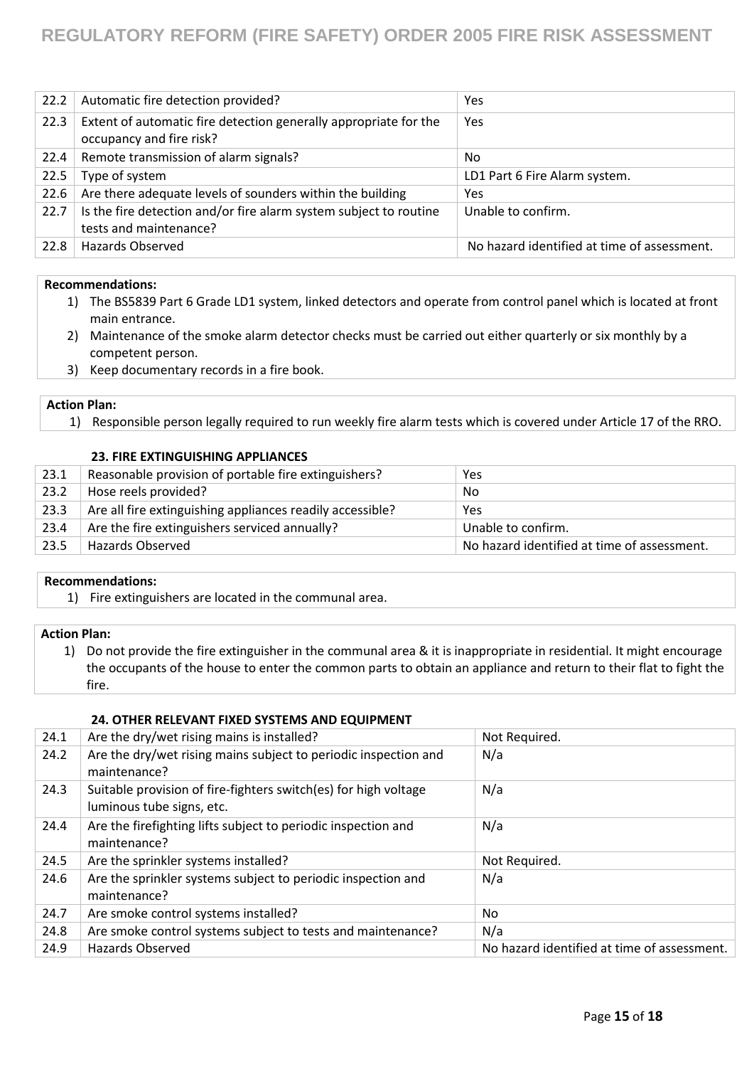| | | |
|---|---|---|
| 22.2 | Automatic fire detection provided? | Yes |
| 22.3 | Extent of automatic fire detection generally appropriate for the occupancy and fire risk? | Yes |
| 22.4 | Remote transmission of alarm signals? | No |
| 22.5 | Type of system | LD1 Part 6 Fire Alarm system. |
| 22.6 | Are there adequate levels of sounders within the building | Yes |
| 22.7 | Is the fire detection and/or fire alarm system subject to routine tests and maintenance? | Unable to confirm. |
| 22.8 | Hazards Observed | No hazard identified at time of assessment. |

**Recommendations:**

1) The BS5839 Part 6 Grade LD1 system, linked detectors and operate from control panel which is located at front main entrance.
2) Maintenance of the smoke alarm detector checks must be carried out either quarterly or six monthly by a competent person.
3) Keep documentary records in a fire book.

**Action Plan:**

1) Responsible person legally required to run weekly fire alarm tests which is covered under Article 17 of the RRO.

**23. FIRE EXTINGUISHING APPLIANCES**

| | | |
|---|---|---|
| 23.1 | Reasonable provision of portable fire extinguishers? | Yes |
| 23.2 | Hose reels provided? | No |
| 23.3 | Are all fire extinguishing appliances readily accessible? | Yes |
| 23.4 | Are the fire extinguishers serviced annually? | Unable to confirm. |
| 23.5 | Hazards Observed | No hazard identified at time of assessment. |

**Recommendations:**

1) Fire extinguishers are located in the communal area.

**Action Plan:**

1) Do not provide the fire extinguisher in the communal area & it is inappropriate in residential. It might encourage the occupants of the house to enter the common parts to obtain an appliance and return to their flat to fight the fire.

**24. OTHER RELEVANT FIXED SYSTEMS AND EQUIPMENT**

| | | |
|---|---|---|
| 24.1 | Are the dry/wet rising mains is installed? | Not Required. |
| 24.2 | Are the dry/wet rising mains subject to periodic inspection and maintenance? | N/a |
| 24.3 | Suitable provision of fire-fighters switch(es) for high voltage luminous tube signs, etc. | N/a |
| 24.4 | Are the firefighting lifts subject to periodic inspection and maintenance? | N/a |
| 24.5 | Are the sprinkler systems installed? | Not Required. |
| 24.6 | Are the sprinkler systems subject to periodic inspection and maintenance? | N/a |
| 24.7 | Are smoke control systems installed? | No |
| 24.8 | Are smoke control systems subject to tests and maintenance? | N/a |
| 24.9 | Hazards Observed | No hazard identified at time of assessment. |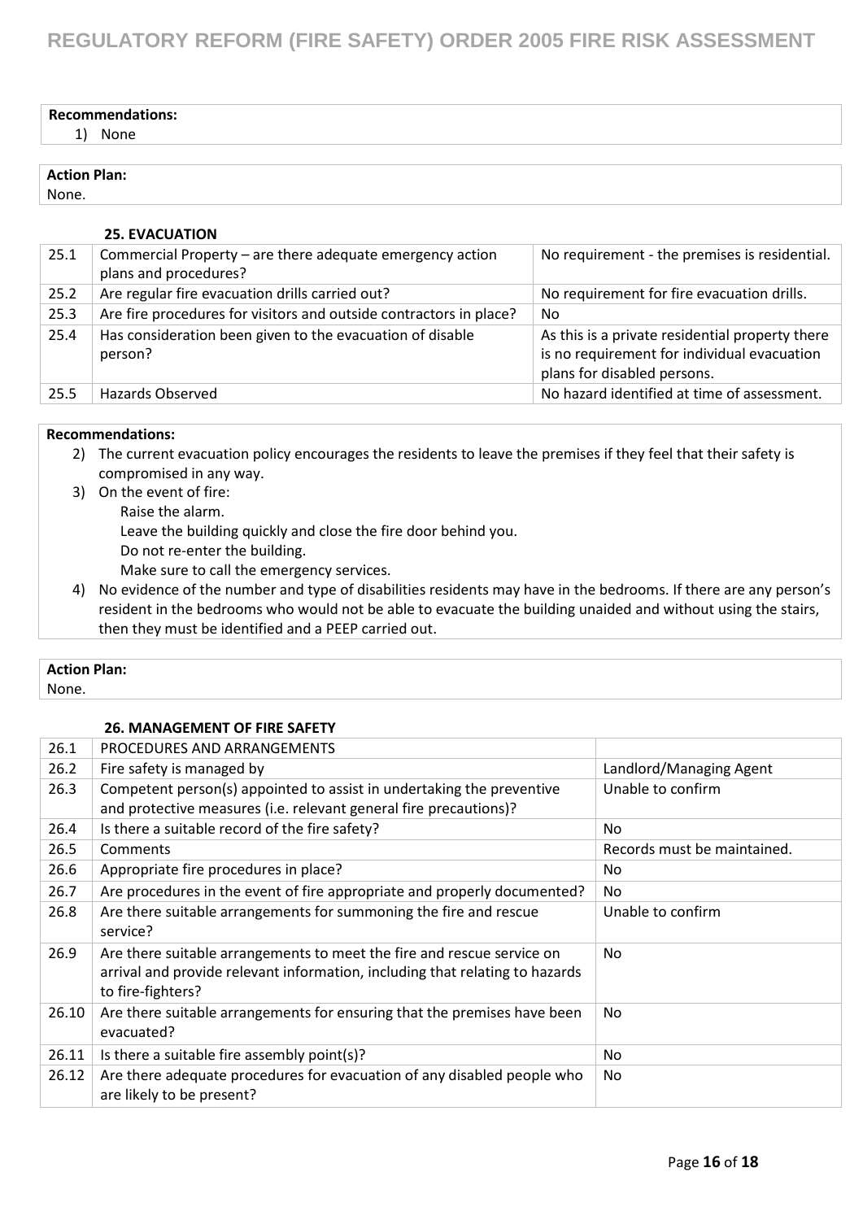**Recommendations:**

1) None

**Action Plan:**

None.

### 25. EVACUATION

| | | |
|---|---|---|
| 25.1 | Commercial Property – are there adequate emergency action plans and procedures? | No requirement - the premises is residential. |
| 25.2 | Are regular fire evacuation drills carried out? | No requirement for fire evacuation drills. |
| 25.3 | Are fire procedures for visitors and outside contractors in place? | No |
| 25.4 | Has consideration been given to the evacuation of disable person? | As this is a private residential property there is no requirement for individual evacuation plans for disabled persons. |
| 25.5 | Hazards Observed | No hazard identified at time of assessment. |

**Recommendations:**

2) The current evacuation policy encourages the residents to leave the premises if they feel that their safety is compromised in any way.
3) On the event of fire:
   Raise the alarm.
   Leave the building quickly and close the fire door behind you.
   Do not re-enter the building.
   Make sure to call the emergency services.
4) No evidence of the number and type of disabilities residents may have in the bedrooms. If there are any person's resident in the bedrooms who would not be able to evacuate the building unaided and without using the stairs, then they must be identified and a PEEP carried out.

**Action Plan:**

None.

### 26. MANAGEMENT OF FIRE SAFETY

| | | |
|---|---|---|
| 26.1 | PROCEDURES AND ARRANGEMENTS | |
| 26.2 | Fire safety is managed by | Landlord/Managing Agent |
| 26.3 | Competent person(s) appointed to assist in undertaking the preventive and protective measures (i.e. relevant general fire precautions)? | Unable to confirm |
| 26.4 | Is there a suitable record of the fire safety? | No |
| 26.5 | Comments | Records must be maintained. |
| 26.6 | Appropriate fire procedures in place? | No |
| 26.7 | Are procedures in the event of fire appropriate and properly documented? | No |
| 26.8 | Are there suitable arrangements for summoning the fire and rescue service? | Unable to confirm |
| 26.9 | Are there suitable arrangements to meet the fire and rescue service on arrival and provide relevant information, including that relating to hazards to fire-fighters? | No |
| 26.10 | Are there suitable arrangements for ensuring that the premises have been evacuated? | No |
| 26.11 | Is there a suitable fire assembly point(s)? | No |
| 26.12 | Are there adequate procedures for evacuation of any disabled people who are likely to be present? | No |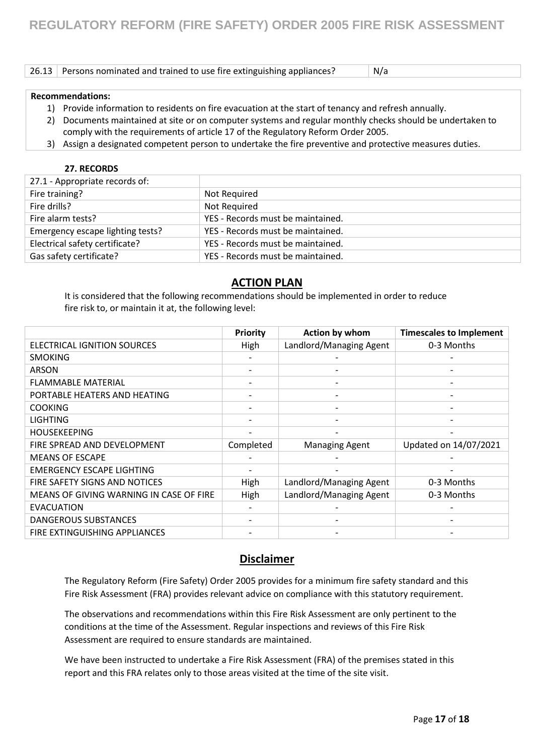| 26.13 | Persons nominated and trained to use fire extinguishing appliances? | N/a |
|---|---|---|

**Recommendations:**

1) Provide information to residents on fire evacuation at the start of tenancy and refresh annually.
2) Documents maintained at site or on computer systems and regular monthly checks should be undertaken to comply with the requirements of article 17 of the Regulatory Reform Order 2005.
3) Assign a designated competent person to undertake the fire preventive and protective measures duties.

**27. RECORDS**

| 27.1 - Appropriate records of: | |
|---|---|
| Fire training? | Not Required |
| Fire drills? | Not Required |
| Fire alarm tests? | YES - Records must be maintained. |
| Emergency escape lighting tests? | YES - Records must be maintained. |
| Electrical safety certificate? | YES - Records must be maintained. |
| Gas safety certificate? | YES - Records must be maintained. |

## ACTION PLAN

It is considered that the following recommendations should be implemented in order to reduce fire risk to, or maintain it at, the following level:

| | Priority | Action by whom | Timescales to Implement |
|---|---|---|---|
| ELECTRICAL IGNITION SOURCES | High | Landlord/Managing Agent | 0-3 Months |
| SMOKING | - | - | - |
| ARSON | - | - | - |
| FLAMMABLE MATERIAL | - | - | - |
| PORTABLE HEATERS AND HEATING | - | - | - |
| COOKING | - | - | - |
| LIGHTING | - | - | - |
| HOUSEKEEPING | - | - | - |
| FIRE SPREAD AND DEVELOPMENT | Completed | Managing Agent | Updated on 14/07/2021 |
| MEANS OF ESCAPE | - | - | - |
| EMERGENCY ESCAPE LIGHTING | - | - | - |
| FIRE SAFETY SIGNS AND NOTICES | High | Landlord/Managing Agent | 0-3 Months |
| MEANS OF GIVING WARNING IN CASE OF FIRE | High | Landlord/Managing Agent | 0-3 Months |
| EVACUATION | - | - | - |
| DANGEROUS SUBSTANCES | - | - | - |
| FIRE EXTINGUISHING APPLIANCES | - | - | - |

## Disclaimer

The Regulatory Reform (Fire Safety) Order 2005 provides for a minimum fire safety standard and this Fire Risk Assessment (FRA) provides relevant advice on compliance with this statutory requirement.

The observations and recommendations within this Fire Risk Assessment are only pertinent to the conditions at the time of the Assessment. Regular inspections and reviews of this Fire Risk Assessment are required to ensure standards are maintained.

We have been instructed to undertake a Fire Risk Assessment (FRA) of the premises stated in this report and this FRA relates only to those areas visited at the time of the site visit.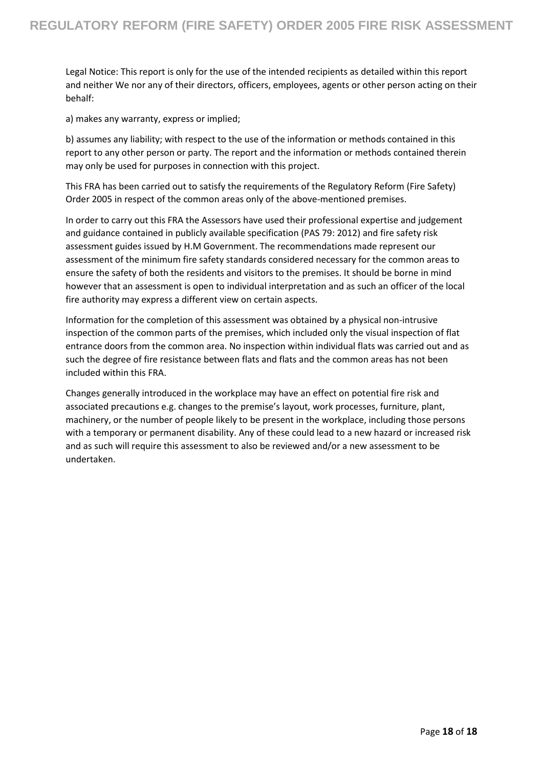Legal Notice: This report is only for the use of the intended recipients as detailed within this report and neither We nor any of their directors, officers, employees, agents or other person acting on their behalf:

a) makes any warranty, express or implied;

b) assumes any liability; with respect to the use of the information or methods contained in this report to any other person or party. The report and the information or methods contained therein may only be used for purposes in connection with this project.

This FRA has been carried out to satisfy the requirements of the Regulatory Reform (Fire Safety) Order 2005 in respect of the common areas only of the above-mentioned premises.

In order to carry out this FRA the Assessors have used their professional expertise and judgement and guidance contained in publicly available specification (PAS 79: 2012) and fire safety risk assessment guides issued by H.M Government. The recommendations made represent our assessment of the minimum fire safety standards considered necessary for the common areas to ensure the safety of both the residents and visitors to the premises. It should be borne in mind however that an assessment is open to individual interpretation and as such an officer of the local fire authority may express a different view on certain aspects.

Information for the completion of this assessment was obtained by a physical non-intrusive inspection of the common parts of the premises, which included only the visual inspection of flat entrance doors from the common area. No inspection within individual flats was carried out and as such the degree of fire resistance between flats and flats and the common areas has not been included within this FRA.

Changes generally introduced in the workplace may have an effect on potential fire risk and associated precautions e.g. changes to the premise's layout, work processes, furniture, plant, machinery, or the number of people likely to be present in the workplace, including those persons with a temporary or permanent disability. Any of these could lead to a new hazard or increased risk and as such will require this assessment to also be reviewed and/or a new assessment to be undertaken.